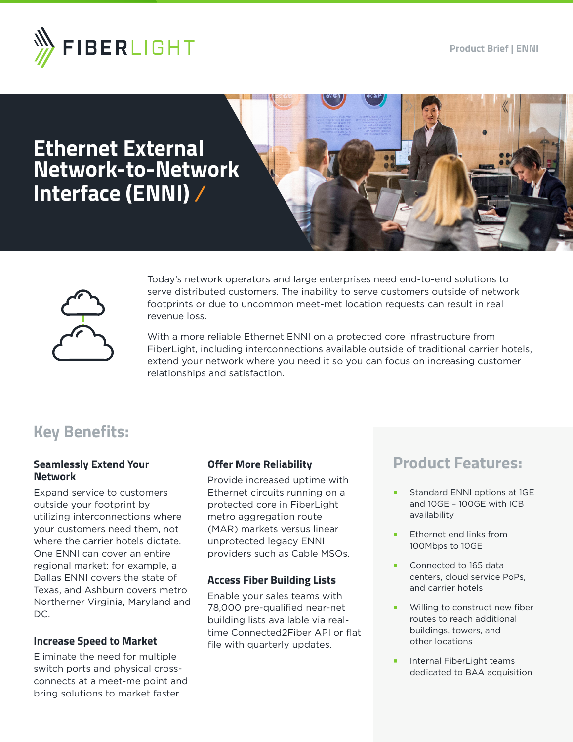FIBERLIGHT

Product Brief | ENNI

# Ethernet External Network-to-Network Interface (ENNI) /

Today's network operators and large enterprises need end-to-end solutions to serve distributed customers. The inability to serve customers outside of network footprints or due to uncommon meet-met location requests can result in real revenue loss.

With a more reliable Ethernet ENNI on a protected core infrastructure from FiberLight, including interconnections available outside of traditional carrier hotels, extend your network where you need it so you can focus on increasing customer relationships and satisfaction.

## Key Benefits:

### Seamlessly Extend Your Network

Expand service to customers outside your footprint by utilizing interconnections where your customers need them, not where the carrier hotels dictate. One ENNI can cover an entire regional market: for example, a Dallas ENNI covers the state of Texas, and Ashburn covers metro Northerner Virginia, Maryland and DC.

### Increase Speed to Market

Eliminate the need for multiple switch ports and physical cross-connects at a meet-me point and bring solutions to market faster.

### Offer More Reliability

Provide increased uptime with Ethernet circuits running on a protected core in FiberLight metro aggregation route (MAR) markets versus linear unprotected legacy ENNI providers such as Cable MSOs.

### Access Fiber Building Lists

Enable your sales teams with 78,000 pre-qualified near-net building lists available via real-time Connected2Fiber API or flat file with quarterly updates.

## Product Features:

- Standard ENNI options at 1GE and 10GE – 100GE with ICB availability
- Ethernet end links from 100Mbps to 10GE
- Connected to 165 data centers, cloud service PoPs, and carrier hotels
- Willing to construct new fiber routes to reach additional buildings, towers, and other locations
- Internal FiberLight teams dedicated to BAA acquisition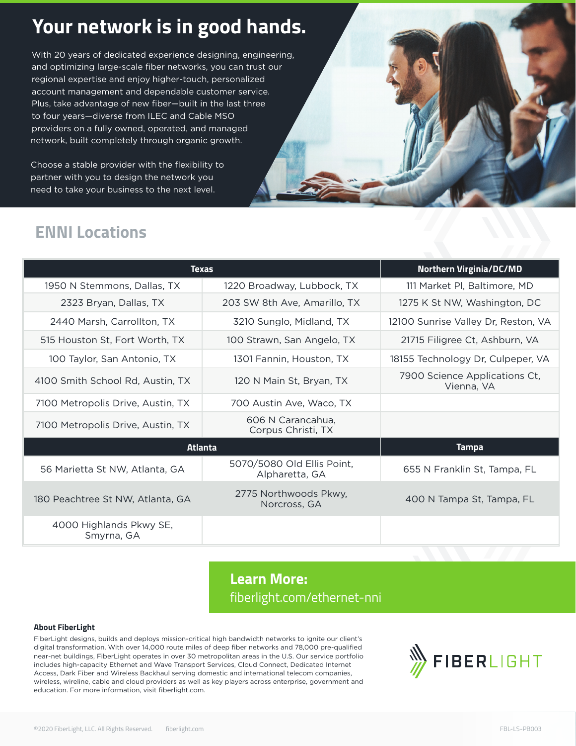# Your network is in good hands.

With 20 years of dedicated experience designing, engineering, and optimizing large-scale fiber networks, you can trust our regional expertise and enjoy higher-touch, personalized account management and dependable customer service. Plus, take advantage of new fiber—built in the last three to four years—diverse from ILEC and Cable MSO providers on a fully owned, operated, and managed network, built completely through organic growth.

Choose a stable provider with the flexibility to partner with you to design the network you need to take your business to the next level.

## ENNI Locations

| Texas | | Northern Virginia/DC/MD |
|---|---|---|
| 1950 N Stemmons, Dallas, TX | 1220 Broadway, Lubbock, TX | 111 Market Pl, Baltimore, MD |
| 2323 Bryan, Dallas, TX | 203 SW 8th Ave, Amarillo, TX | 1275 K St NW, Washington, DC |
| 2440 Marsh, Carrollton, TX | 3210 Sunglo, Midland, TX | 12100 Sunrise Valley Dr, Reston, VA |
| 515 Houston St, Fort Worth, TX | 100 Strawn, San Angelo, TX | 21715 Filigree Ct, Ashburn, VA |
| 100 Taylor, San Antonio, TX | 1301 Fannin, Houston, TX | 18155 Technology Dr, Culpeper, VA |
| 4100 Smith School Rd, Austin, TX | 120 N Main St, Bryan, TX | 7900 Science Applications Ct, Vienna, VA |
| 7100 Metropolis Drive, Austin, TX | 700 Austin Ave, Waco, TX | |
| 7100 Metropolis Drive, Austin, TX | 606 N Carancahua, Corpus Christi, TX | |
| **Atlanta** | | **Tampa** |
| 56 Marietta St NW, Atlanta, GA | 5070/5080 Old Ellis Point, Alpharetta, GA | 655 N Franklin St, Tampa, FL |
| 180 Peachtree St NW, Atlanta, GA | 2775 Northwoods Pkwy, Norcross, GA | 400 N Tampa St, Tampa, FL |
| 4000 Highlands Pkwy SE, Smyrna, GA | | |

**Learn More:**
fiberlight.com/ethernet-nni

**About FiberLight**

FiberLight designs, builds and deploys mission-critical high bandwidth networks to ignite our client's digital transformation. With over 14,000 route miles of deep fiber networks and 78,000 pre-qualified near-net buildings, FiberLight operates in over 30 metropolitan areas in the U.S. Our service portfolio includes high-capacity Ethernet and Wave Transport Services, Cloud Connect, Dedicated Internet Access, Dark Fiber and Wireless Backhaul serving domestic and international telecom companies, wireless, wireline, cable and cloud providers as well as key players across enterprise, government and education. For more information, visit fiberlight.com.

FIBERLIGHT

©2020 FiberLight, LLC. All Rights Reserved. fiberlight.com

FBL-LS-PB003